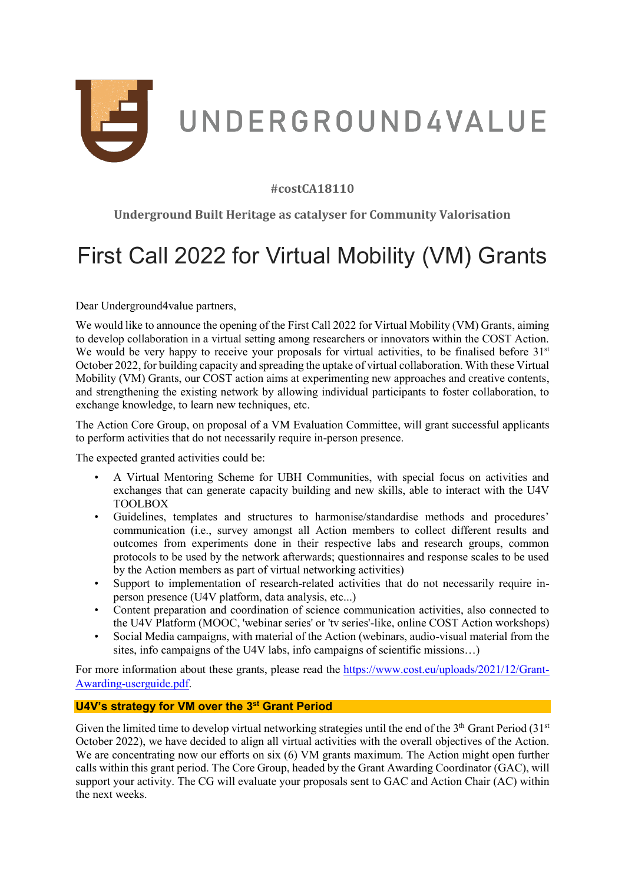UNDERGROUND4VALUE

**#costCA18110**

**Underground Built Heritage as catalyser for Community Valorisation**

# First Call 2022 for Virtual Mobility (VM) Grants

Dear Underground4value partners,

We would like to announce the opening of the First Call 2022 for Virtual Mobility (VM) Grants, aiming to develop collaboration in a virtual setting among researchers or innovators within the COST Action. We would be very happy to receive your proposals for virtual activities, to be finalised before 31st October 2022, for building capacity and spreading the uptake of virtual collaboration. With these Virtual Mobility (VM) Grants, our COST action aims at experimenting new approaches and creative contents, and strengthening the existing network by allowing individual participants to foster collaboration, to exchange knowledge, to learn new techniques, etc.

The Action Core Group, on proposal of a VM Evaluation Committee, will grant successful applicants to perform activities that do not necessarily require in-person presence.

The expected granted activities could be:

- A Virtual Mentoring Scheme for UBH Communities, with special focus on activities and exchanges that can generate capacity building and new skills, able to interact with the U4V TOOLBOX
- Guidelines, templates and structures to harmonise/standardise methods and procedures' communication (i.e., survey amongst all Action members to collect different results and outcomes from experiments done in their respective labs and research groups, common protocols to be used by the network afterwards; questionnaires and response scales to be used by the Action members as part of virtual networking activities)
- Support to implementation of research-related activities that do not necessarily require in-person presence (U4V platform, data analysis, etc...)
- Content preparation and coordination of science communication activities, also connected to the U4V Platform (MOOC, 'webinar series' or 'tv series'-like, online COST Action workshops)
- Social Media campaigns, with material of the Action (webinars, audio-visual material from the sites, info campaigns of the U4V labs, info campaigns of scientific missions…)

For more information about these grants, please read the [https://www.cost.eu/uploads/2021/12/Grant-Awarding-userguide.pdf](https://www.cost.eu/uploads/2021/12/Grant-Awarding-userguide.pdf).

## U4V's strategy for VM over the 3st Grant Period

Given the limited time to develop virtual networking strategies until the end of the 3th Grant Period (31st October 2022), we have decided to align all virtual activities with the overall objectives of the Action. We are concentrating now our efforts on six (6) VM grants maximum. The Action might open further calls within this grant period. The Core Group, headed by the Grant Awarding Coordinator (GAC), will support your activity. The CG will evaluate your proposals sent to GAC and Action Chair (AC) within the next weeks.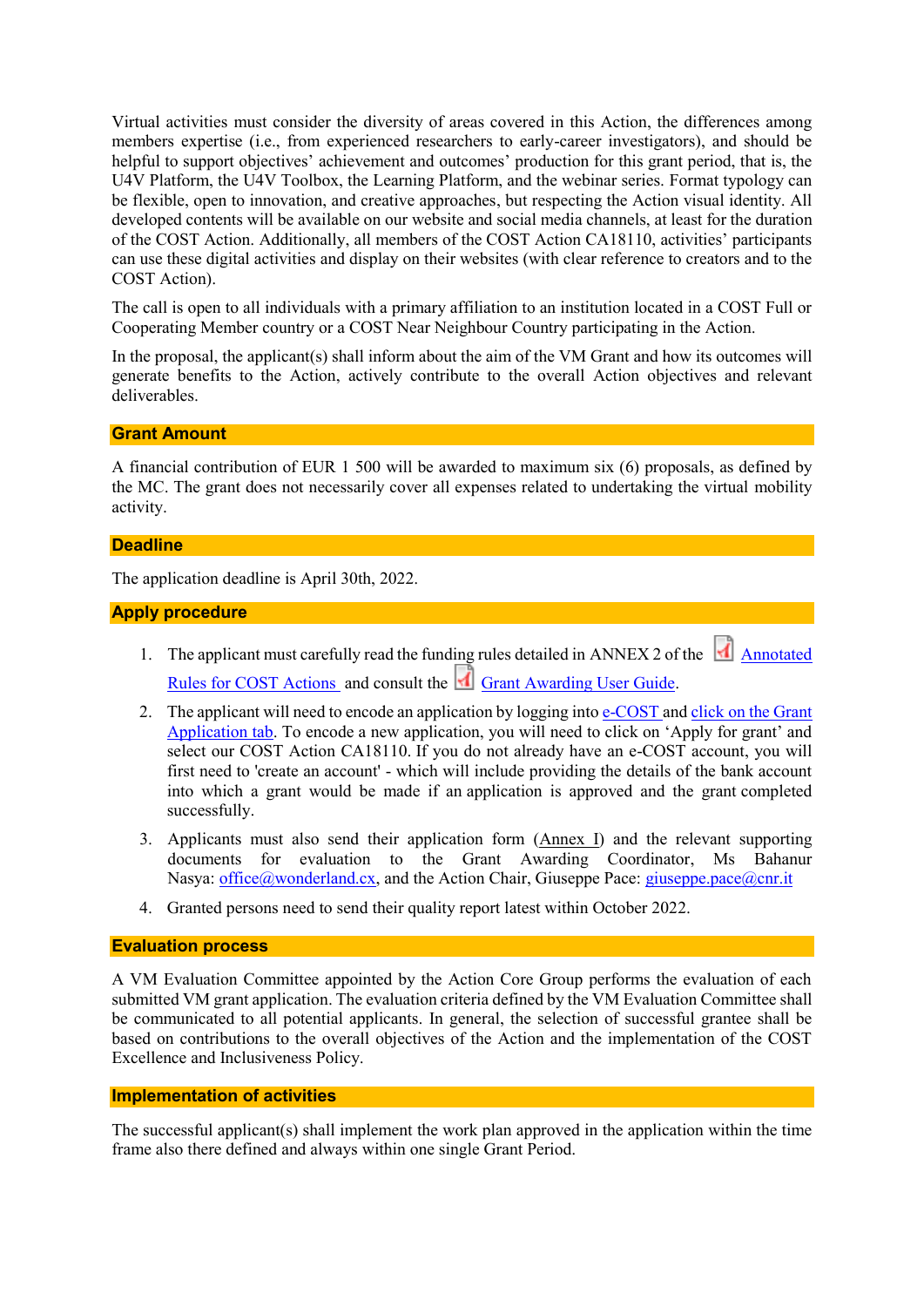Virtual activities must consider the diversity of areas covered in this Action, the differences among members expertise (i.e., from experienced researchers to early-career investigators), and should be helpful to support objectives' achievement and outcomes' production for this grant period, that is, the U4V Platform, the U4V Toolbox, the Learning Platform, and the webinar series. Format typology can be flexible, open to innovation, and creative approaches, but respecting the Action visual identity. All developed contents will be available on our website and social media channels, at least for the duration of the COST Action. Additionally, all members of the COST Action CA18110, activities' participants can use these digital activities and display on their websites (with clear reference to creators and to the COST Action).

The call is open to all individuals with a primary affiliation to an institution located in a COST Full or Cooperating Member country or a COST Near Neighbour Country participating in the Action.

In the proposal, the applicant(s) shall inform about the aim of the VM Grant and how its outcomes will generate benefits to the Action, actively contribute to the overall Action objectives and relevant deliverables.

## Grant Amount

A financial contribution of EUR 1 500 will be awarded to maximum six (6) proposals, as defined by the MC. The grant does not necessarily cover all expenses related to undertaking the virtual mobility activity.

## Deadline

The application deadline is April 30th, 2022.

## Apply procedure

1. The applicant must carefully read the funding rules detailed in ANNEX 2 of the Annotated Rules for COST Actions and consult the Grant Awarding User Guide.
2. The applicant will need to encode an application by logging into e-COST and click on the Grant Application tab. To encode a new application, you will need to click on 'Apply for grant' and select our COST Action CA18110. If you do not already have an e-COST account, you will first need to 'create an account' - which will include providing the details of the bank account into which a grant would be made if an application is approved and the grant completed successfully.
3. Applicants must also send their application form (Annex I) and the relevant supporting documents for evaluation to the Grant Awarding Coordinator, Ms Bahanur Nasya: office@wonderland.cx, and the Action Chair, Giuseppe Pace: giuseppe.pace@cnr.it
4. Granted persons need to send their quality report latest within October 2022.

## Evaluation process

A VM Evaluation Committee appointed by the Action Core Group performs the evaluation of each submitted VM grant application. The evaluation criteria defined by the VM Evaluation Committee shall be communicated to all potential applicants. In general, the selection of successful grantee shall be based on contributions to the overall objectives of the Action and the implementation of the COST Excellence and Inclusiveness Policy.

## Implementation of activities

The successful applicant(s) shall implement the work plan approved in the application within the time frame also there defined and always within one single Grant Period.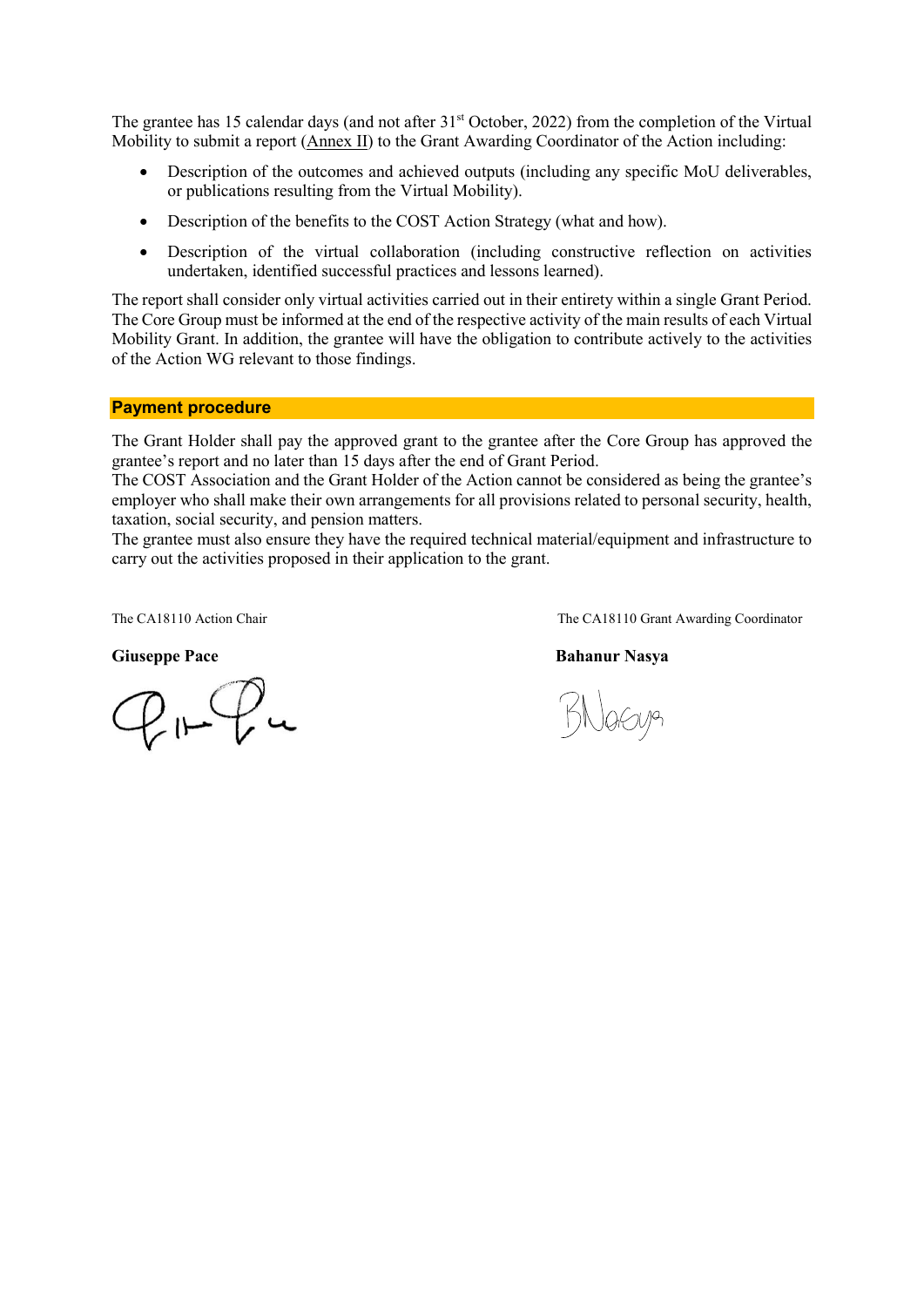The grantee has 15 calendar days (and not after 31st October, 2022) from the completion of the Virtual Mobility to submit a report (Annex II) to the Grant Awarding Coordinator of the Action including:

- Description of the outcomes and achieved outputs (including any specific MoU deliverables, or publications resulting from the Virtual Mobility).
- Description of the benefits to the COST Action Strategy (what and how).
- Description of the virtual collaboration (including constructive reflection on activities undertaken, identified successful practices and lessons learned).

The report shall consider only virtual activities carried out in their entirety within a single Grant Period. The Core Group must be informed at the end of the respective activity of the main results of each Virtual Mobility Grant. In addition, the grantee will have the obligation to contribute actively to the activities of the Action WG relevant to those findings.

## Payment procedure

The Grant Holder shall pay the approved grant to the grantee after the Core Group has approved the grantee's report and no later than 15 days after the end of Grant Period.
The COST Association and the Grant Holder of the Action cannot be considered as being the grantee's employer who shall make their own arrangements for all provisions related to personal security, health, taxation, social security, and pension matters.
The grantee must also ensure they have the required technical material/equipment and infrastructure to carry out the activities proposed in their application to the grant.

The CA18110 Action Chair

**Giuseppe Pace**

The CA18110 Grant Awarding Coordinator

**Bahanur Nasya**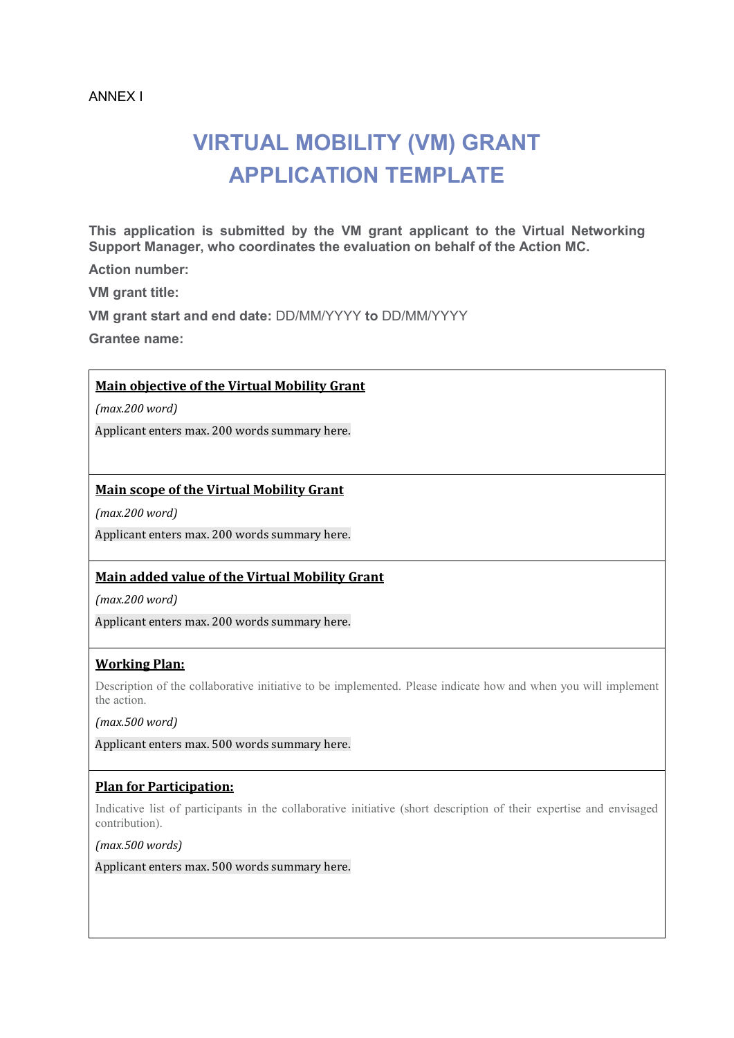ANNEX I

# VIRTUAL MOBILITY (VM) GRANT APPLICATION TEMPLATE

**This application is submitted by the VM grant applicant to the Virtual Networking Support Manager, who coordinates the evaluation on behalf of the Action MC.**

**Action number:**

**VM grant title:**

**VM grant start and end date:** DD/MM/YYYY **to** DD/MM/YYYY

**Grantee name:**

| **Main objective of the Virtual Mobility Grant**<br><br>*(max.200 word)*<br><br>Applicant enters max. 200 words summary here. |
|---|
| **Main scope of the Virtual Mobility Grant**<br><br>*(max.200 word)*<br><br>Applicant enters max. 200 words summary here. |
| **Main added value of the Virtual Mobility Grant**<br><br>*(max.200 word)*<br><br>Applicant enters max. 200 words summary here. |
| **Working Plan:**<br><br>Description of the collaborative initiative to be implemented. Please indicate how and when you will implement the action.<br><br>*(max.500 word)*<br><br>Applicant enters max. 500 words summary here. |
| **Plan for Participation:**<br><br>Indicative list of participants in the collaborative initiative (short description of their expertise and envisaged contribution).<br><br>*(max.500 words)*<br><br>Applicant enters max. 500 words summary here. |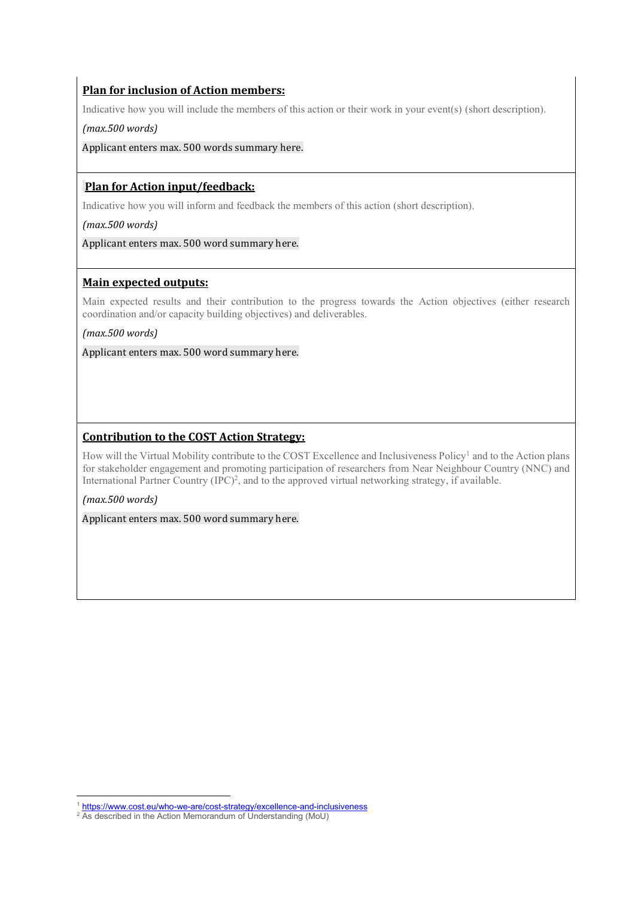**Plan for inclusion of Action members:**

Indicative how you will include the members of this action or their work in your event(s) (short description).

*(max.500 words)*

Applicant enters max. 500 words summary here.

**Plan for Action input/feedback:**

Indicative how you will inform and feedback the members of this action (short description).

*(max.500 words)*

Applicant enters max. 500 word summary here.

**Main expected outputs:**

Main expected results and their contribution to the progress towards the Action objectives (either research coordination and/or capacity building objectives) and deliverables.

*(max.500 words)*

Applicant enters max. 500 word summary here.

**Contribution to the COST Action Strategy:**

How will the Virtual Mobility contribute to the COST Excellence and Inclusiveness Policy[1] and to the Action plans for stakeholder engagement and promoting participation of researchers from Near Neighbour Country (NNC) and International Partner Country (IPC)[2], and to the approved virtual networking strategy, if available.

*(max.500 words)*

Applicant enters max. 500 word summary here.

[1] https://www.cost.eu/who-we-are/cost-strategy/excellence-and-inclusiveness

[2] As described in the Action Memorandum of Understanding (MoU)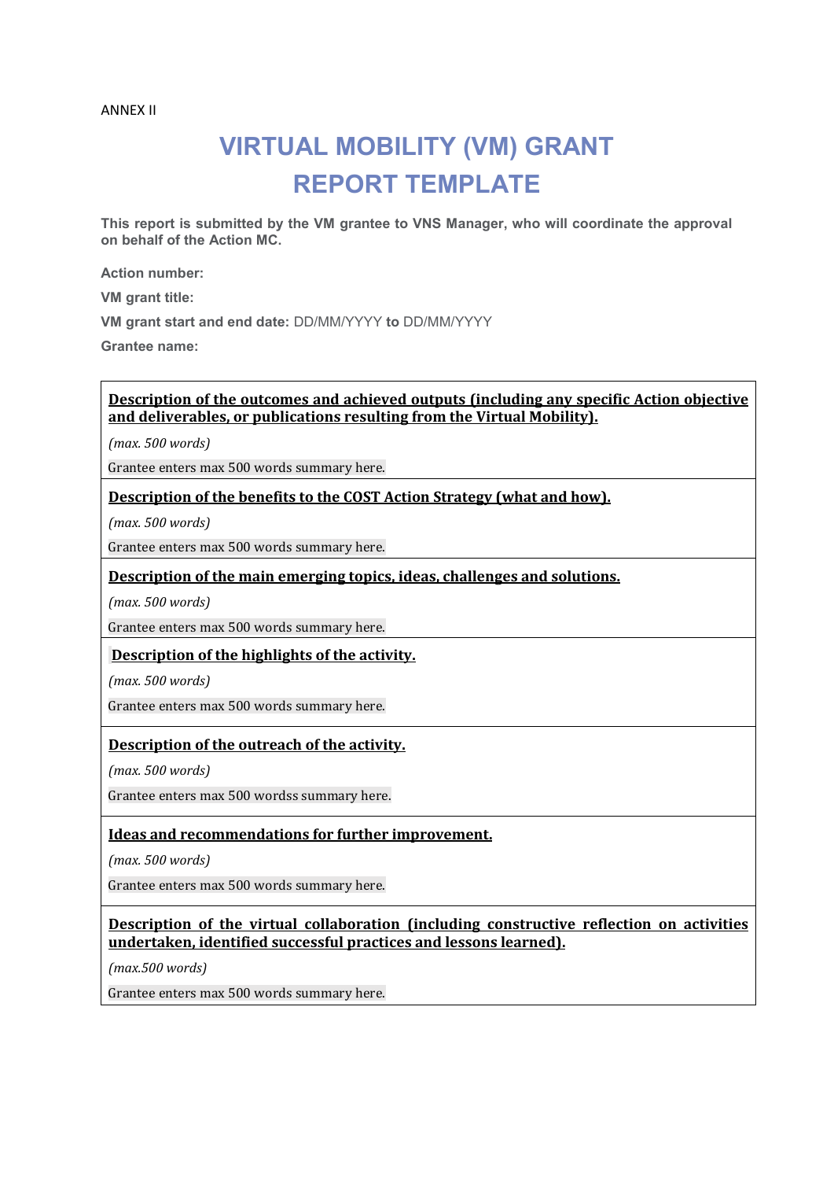ANNEX II

# VIRTUAL MOBILITY (VM) GRANT REPORT TEMPLATE

**This report is submitted by the VM grantee to VNS Manager, who will coordinate the approval on behalf of the Action MC.**

**Action number:**

**VM grant title:**

**VM grant start and end date:** DD/MM/YYYY **to** DD/MM/YYYY

**Grantee name:**

**Description of the outcomes and achieved outputs (including any specific Action objective and deliverables, or publications resulting from the Virtual Mobility).**

*(max. 500 words)*

Grantee enters max 500 words summary here.

**Description of the benefits to the COST Action Strategy (what and how).**

*(max. 500 words)*

Grantee enters max 500 words summary here.

**Description of the main emerging topics, ideas, challenges and solutions.**

*(max. 500 words)*

Grantee enters max 500 words summary here.

**Description of the highlights of the activity.**

*(max. 500 words)*

Grantee enters max 500 words summary here.

**Description of the outreach of the activity.**

*(max. 500 words)*

Grantee enters max 500 wordss summary here.

**Ideas and recommendations for further improvement.**

*(max. 500 words)*

Grantee enters max 500 words summary here.

**Description of the virtual collaboration (including constructive reflection on activities undertaken, identified successful practices and lessons learned).**

*(max.500 words)*

Grantee enters max 500 words summary here.